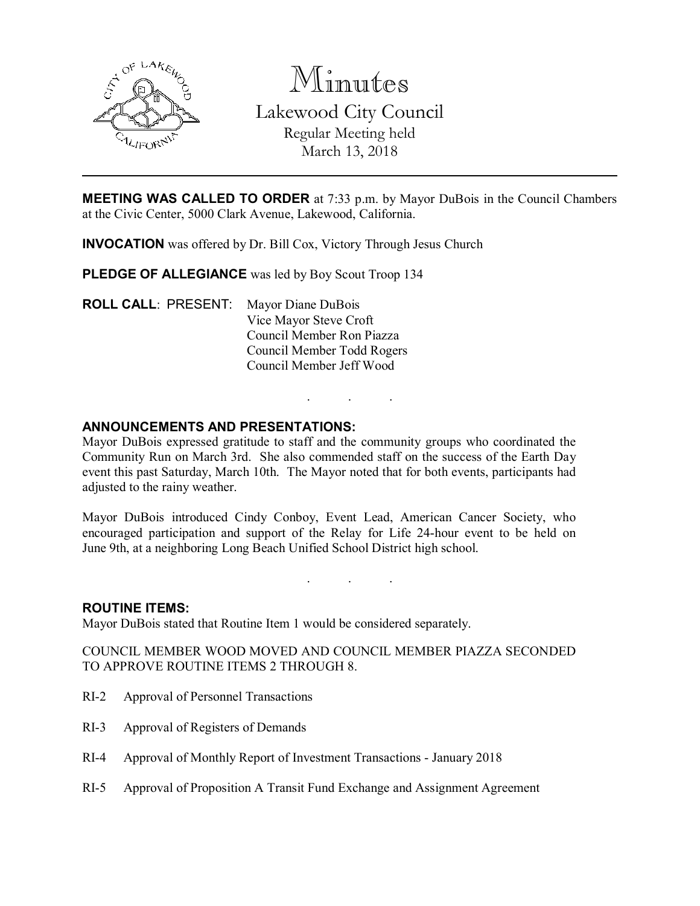# Minutes

## Lakewood City Council

Regular Meeting held
March 13, 2018

---

**MEETING WAS CALLED TO ORDER** at 7:33 p.m. by Mayor DuBois in the Council Chambers at the Civic Center, 5000 Clark Avenue, Lakewood, California.

**INVOCATION** was offered by Dr. Bill Cox, Victory Through Jesus Church

**PLEDGE OF ALLEGIANCE** was led by Boy Scout Troop 134

**ROLL CALL**: PRESENT:
- Mayor Diane DuBois
- Vice Mayor Steve Croft
- Council Member Ron Piazza
- Council Member Todd Rogers
- Council Member Jeff Wood

. . .

**ANNOUNCEMENTS AND PRESENTATIONS:**

Mayor DuBois expressed gratitude to staff and the community groups who coordinated the Community Run on March 3rd. She also commended staff on the success of the Earth Day event this past Saturday, March 10th. The Mayor noted that for both events, participants had adjusted to the rainy weather.

Mayor DuBois introduced Cindy Conboy, Event Lead, American Cancer Society, who encouraged participation and support of the Relay for Life 24-hour event to be held on June 9th, at a neighboring Long Beach Unified School District high school.

. . .

**ROUTINE ITEMS:**

Mayor DuBois stated that Routine Item 1 would be considered separately.

COUNCIL MEMBER WOOD MOVED AND COUNCIL MEMBER PIAZZA SECONDED TO APPROVE ROUTINE ITEMS 2 THROUGH 8.

RI-2 Approval of Personnel Transactions

RI-3 Approval of Registers of Demands

RI-4 Approval of Monthly Report of Investment Transactions - January 2018

RI-5 Approval of Proposition A Transit Fund Exchange and Assignment Agreement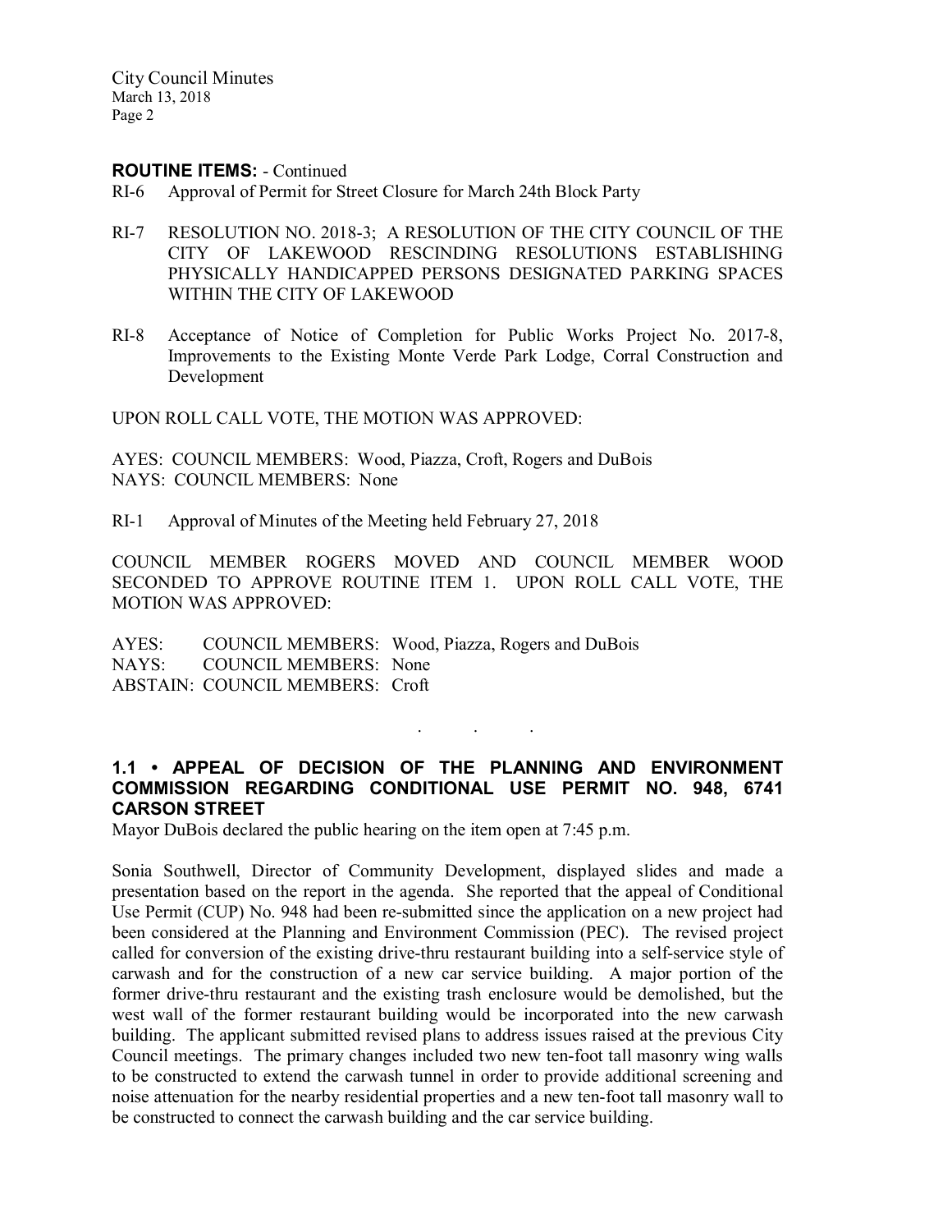**ROUTINE ITEMS:** - Continued

RI-6 Approval of Permit for Street Closure for March 24th Block Party

RI-7 RESOLUTION NO. 2018-3; A RESOLUTION OF THE CITY COUNCIL OF THE CITY OF LAKEWOOD RESCINDING RESOLUTIONS ESTABLISHING PHYSICALLY HANDICAPPED PERSONS DESIGNATED PARKING SPACES WITHIN THE CITY OF LAKEWOOD

RI-8 Acceptance of Notice of Completion for Public Works Project No. 2017-8, Improvements to the Existing Monte Verde Park Lodge, Corral Construction and Development

UPON ROLL CALL VOTE, THE MOTION WAS APPROVED:

AYES: COUNCIL MEMBERS: Wood, Piazza, Croft, Rogers and DuBois
NAYS: COUNCIL MEMBERS: None

RI-1 Approval of Minutes of the Meeting held February 27, 2018

COUNCIL MEMBER ROGERS MOVED AND COUNCIL MEMBER WOOD SECONDED TO APPROVE ROUTINE ITEM 1. UPON ROLL CALL VOTE, THE MOTION WAS APPROVED:

AYES: COUNCIL MEMBERS: Wood, Piazza, Rogers and DuBois
NAYS: COUNCIL MEMBERS: None
ABSTAIN: COUNCIL MEMBERS: Croft

. . .

### 1.1 • APPEAL OF DECISION OF THE PLANNING AND ENVIRONMENT COMMISSION REGARDING CONDITIONAL USE PERMIT NO. 948, 6741 CARSON STREET

Mayor DuBois declared the public hearing on the item open at 7:45 p.m.

Sonia Southwell, Director of Community Development, displayed slides and made a presentation based on the report in the agenda. She reported that the appeal of Conditional Use Permit (CUP) No. 948 had been re-submitted since the application on a new project had been considered at the Planning and Environment Commission (PEC). The revised project called for conversion of the existing drive-thru restaurant building into a self-service style of carwash and for the construction of a new car service building. A major portion of the former drive-thru restaurant and the existing trash enclosure would be demolished, but the west wall of the former restaurant building would be incorporated into the new carwash building. The applicant submitted revised plans to address issues raised at the previous City Council meetings. The primary changes included two new ten-foot tall masonry wing walls to be constructed to extend the carwash tunnel in order to provide additional screening and noise attenuation for the nearby residential properties and a new ten-foot tall masonry wall to be constructed to connect the carwash building and the car service building.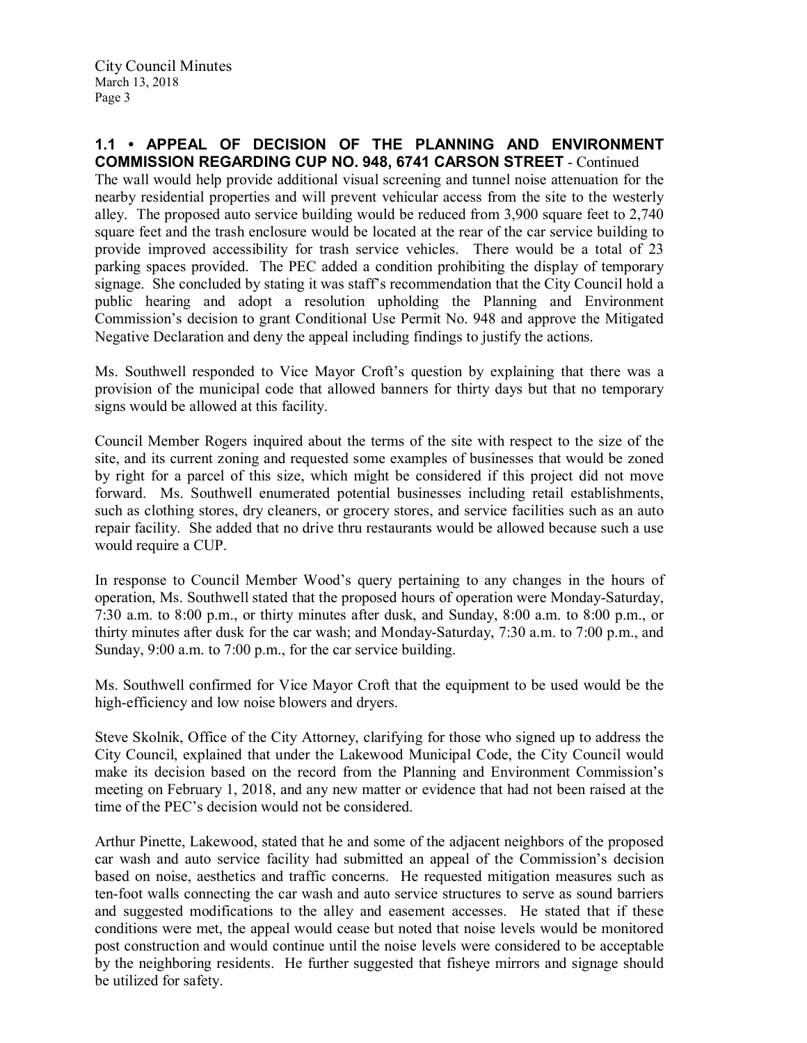### 1.1 • APPEAL OF DECISION OF THE PLANNING AND ENVIRONMENT COMMISSION REGARDING CUP NO. 948, 6741 CARSON STREET - Continued

The wall would help provide additional visual screening and tunnel noise attenuation for the nearby residential properties and will prevent vehicular access from the site to the westerly alley. The proposed auto service building would be reduced from 3,900 square feet to 2,740 square feet and the trash enclosure would be located at the rear of the car service building to provide improved accessibility for trash service vehicles. There would be a total of 23 parking spaces provided. The PEC added a condition prohibiting the display of temporary signage. She concluded by stating it was staff's recommendation that the City Council hold a public hearing and adopt a resolution upholding the Planning and Environment Commission's decision to grant Conditional Use Permit No. 948 and approve the Mitigated Negative Declaration and deny the appeal including findings to justify the actions.

Ms. Southwell responded to Vice Mayor Croft's question by explaining that there was a provision of the municipal code that allowed banners for thirty days but that no temporary signs would be allowed at this facility.

Council Member Rogers inquired about the terms of the site with respect to the size of the site, and its current zoning and requested some examples of businesses that would be zoned by right for a parcel of this size, which might be considered if this project did not move forward. Ms. Southwell enumerated potential businesses including retail establishments, such as clothing stores, dry cleaners, or grocery stores, and service facilities such as an auto repair facility. She added that no drive thru restaurants would be allowed because such a use would require a CUP.

In response to Council Member Wood's query pertaining to any changes in the hours of operation, Ms. Southwell stated that the proposed hours of operation were Monday-Saturday, 7:30 a.m. to 8:00 p.m., or thirty minutes after dusk, and Sunday, 8:00 a.m. to 8:00 p.m., or thirty minutes after dusk for the car wash; and Monday-Saturday, 7:30 a.m. to 7:00 p.m., and Sunday, 9:00 a.m. to 7:00 p.m., for the car service building.

Ms. Southwell confirmed for Vice Mayor Croft that the equipment to be used would be the high-efficiency and low noise blowers and dryers.

Steve Skolnik, Office of the City Attorney, clarifying for those who signed up to address the City Council, explained that under the Lakewood Municipal Code, the City Council would make its decision based on the record from the Planning and Environment Commission's meeting on February 1, 2018, and any new matter or evidence that had not been raised at the time of the PEC's decision would not be considered.

Arthur Pinette, Lakewood, stated that he and some of the adjacent neighbors of the proposed car wash and auto service facility had submitted an appeal of the Commission's decision based on noise, aesthetics and traffic concerns. He requested mitigation measures such as ten-foot walls connecting the car wash and auto service structures to serve as sound barriers and suggested modifications to the alley and easement accesses. He stated that if these conditions were met, the appeal would cease but noted that noise levels would be monitored post construction and would continue until the noise levels were considered to be acceptable by the neighboring residents. He further suggested that fisheye mirrors and signage should be utilized for safety.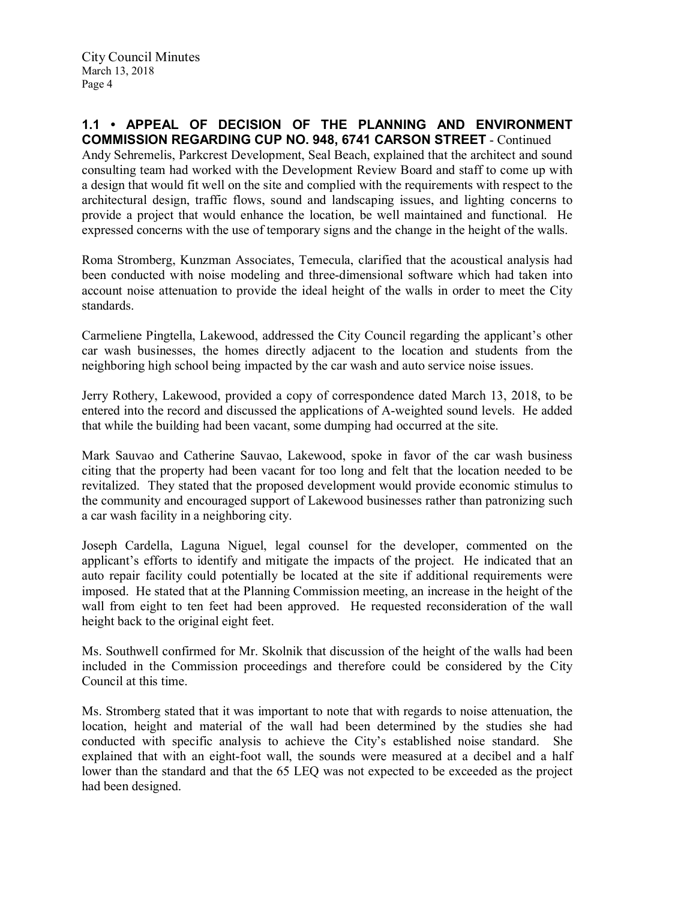**1.1 • APPEAL OF DECISION OF THE PLANNING AND ENVIRONMENT COMMISSION REGARDING CUP NO. 948, 6741 CARSON STREET** - Continued

Andy Sehremelis, Parkcrest Development, Seal Beach, explained that the architect and sound consulting team had worked with the Development Review Board and staff to come up with a design that would fit well on the site and complied with the requirements with respect to the architectural design, traffic flows, sound and landscaping issues, and lighting concerns to provide a project that would enhance the location, be well maintained and functional. He expressed concerns with the use of temporary signs and the change in the height of the walls.

Roma Stromberg, Kunzman Associates, Temecula, clarified that the acoustical analysis had been conducted with noise modeling and three-dimensional software which had taken into account noise attenuation to provide the ideal height of the walls in order to meet the City standards.

Carmeliene Pingtella, Lakewood, addressed the City Council regarding the applicant's other car wash businesses, the homes directly adjacent to the location and students from the neighboring high school being impacted by the car wash and auto service noise issues.

Jerry Rothery, Lakewood, provided a copy of correspondence dated March 13, 2018, to be entered into the record and discussed the applications of A-weighted sound levels. He added that while the building had been vacant, some dumping had occurred at the site.

Mark Sauvao and Catherine Sauvao, Lakewood, spoke in favor of the car wash business citing that the property had been vacant for too long and felt that the location needed to be revitalized. They stated that the proposed development would provide economic stimulus to the community and encouraged support of Lakewood businesses rather than patronizing such a car wash facility in a neighboring city.

Joseph Cardella, Laguna Niguel, legal counsel for the developer, commented on the applicant's efforts to identify and mitigate the impacts of the project. He indicated that an auto repair facility could potentially be located at the site if additional requirements were imposed. He stated that at the Planning Commission meeting, an increase in the height of the wall from eight to ten feet had been approved. He requested reconsideration of the wall height back to the original eight feet.

Ms. Southwell confirmed for Mr. Skolnik that discussion of the height of the walls had been included in the Commission proceedings and therefore could be considered by the City Council at this time.

Ms. Stromberg stated that it was important to note that with regards to noise attenuation, the location, height and material of the wall had been determined by the studies she had conducted with specific analysis to achieve the City's established noise standard. She explained that with an eight-foot wall, the sounds were measured at a decibel and a half lower than the standard and that the 65 LEQ was not expected to be exceeded as the project had been designed.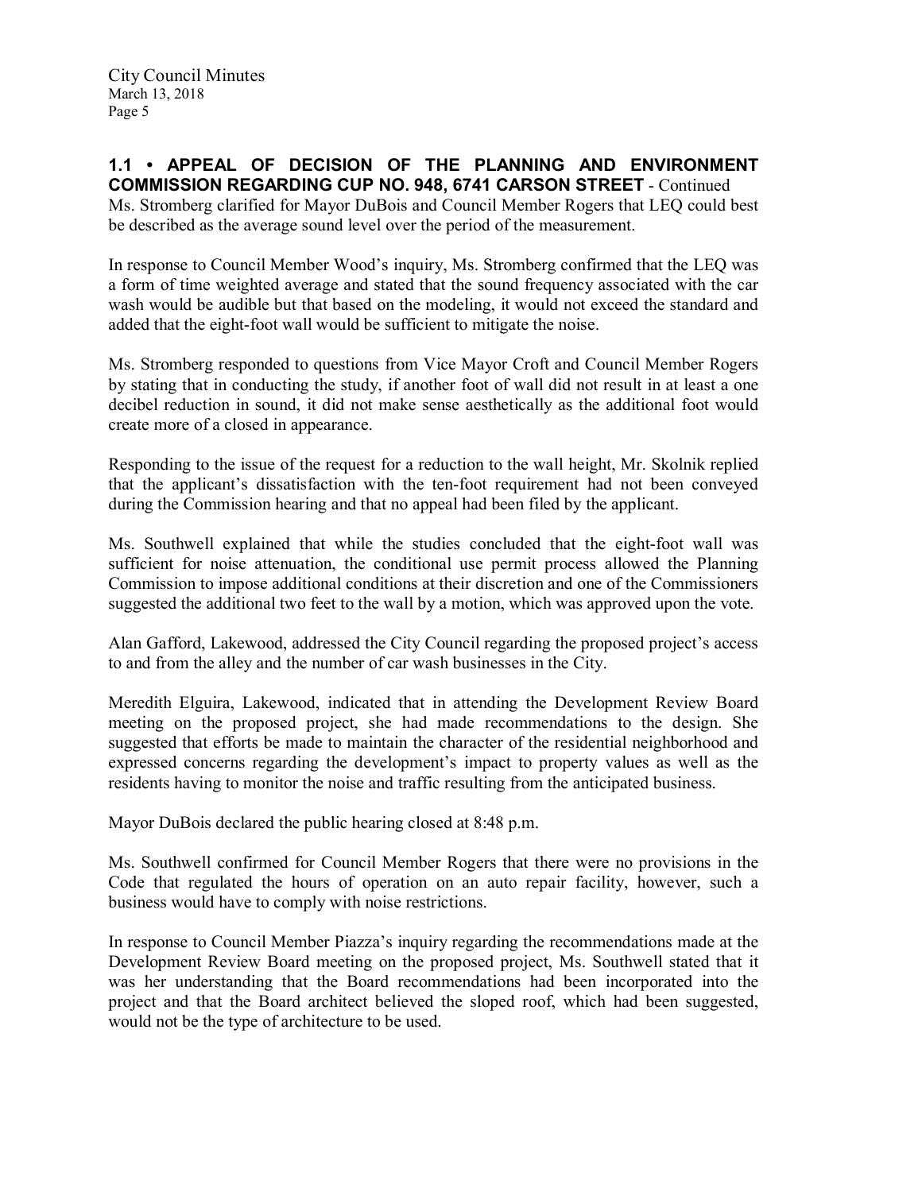## 1.1 • APPEAL OF DECISION OF THE PLANNING AND ENVIRONMENT COMMISSION REGARDING CUP NO. 948, 6741 CARSON STREET - Continued

Ms. Stromberg clarified for Mayor DuBois and Council Member Rogers that LEQ could best be described as the average sound level over the period of the measurement.

In response to Council Member Wood's inquiry, Ms. Stromberg confirmed that the LEQ was a form of time weighted average and stated that the sound frequency associated with the car wash would be audible but that based on the modeling, it would not exceed the standard and added that the eight-foot wall would be sufficient to mitigate the noise.

Ms. Stromberg responded to questions from Vice Mayor Croft and Council Member Rogers by stating that in conducting the study, if another foot of wall did not result in at least a one decibel reduction in sound, it did not make sense aesthetically as the additional foot would create more of a closed in appearance.

Responding to the issue of the request for a reduction to the wall height, Mr. Skolnik replied that the applicant's dissatisfaction with the ten-foot requirement had not been conveyed during the Commission hearing and that no appeal had been filed by the applicant.

Ms. Southwell explained that while the studies concluded that the eight-foot wall was sufficient for noise attenuation, the conditional use permit process allowed the Planning Commission to impose additional conditions at their discretion and one of the Commissioners suggested the additional two feet to the wall by a motion, which was approved upon the vote.

Alan Gafford, Lakewood, addressed the City Council regarding the proposed project's access to and from the alley and the number of car wash businesses in the City.

Meredith Elguira, Lakewood, indicated that in attending the Development Review Board meeting on the proposed project, she had made recommendations to the design. She suggested that efforts be made to maintain the character of the residential neighborhood and expressed concerns regarding the development's impact to property values as well as the residents having to monitor the noise and traffic resulting from the anticipated business.

Mayor DuBois declared the public hearing closed at 8:48 p.m.

Ms. Southwell confirmed for Council Member Rogers that there were no provisions in the Code that regulated the hours of operation on an auto repair facility, however, such a business would have to comply with noise restrictions.

In response to Council Member Piazza's inquiry regarding the recommendations made at the Development Review Board meeting on the proposed project, Ms. Southwell stated that it was her understanding that the Board recommendations had been incorporated into the project and that the Board architect believed the sloped roof, which had been suggested, would not be the type of architecture to be used.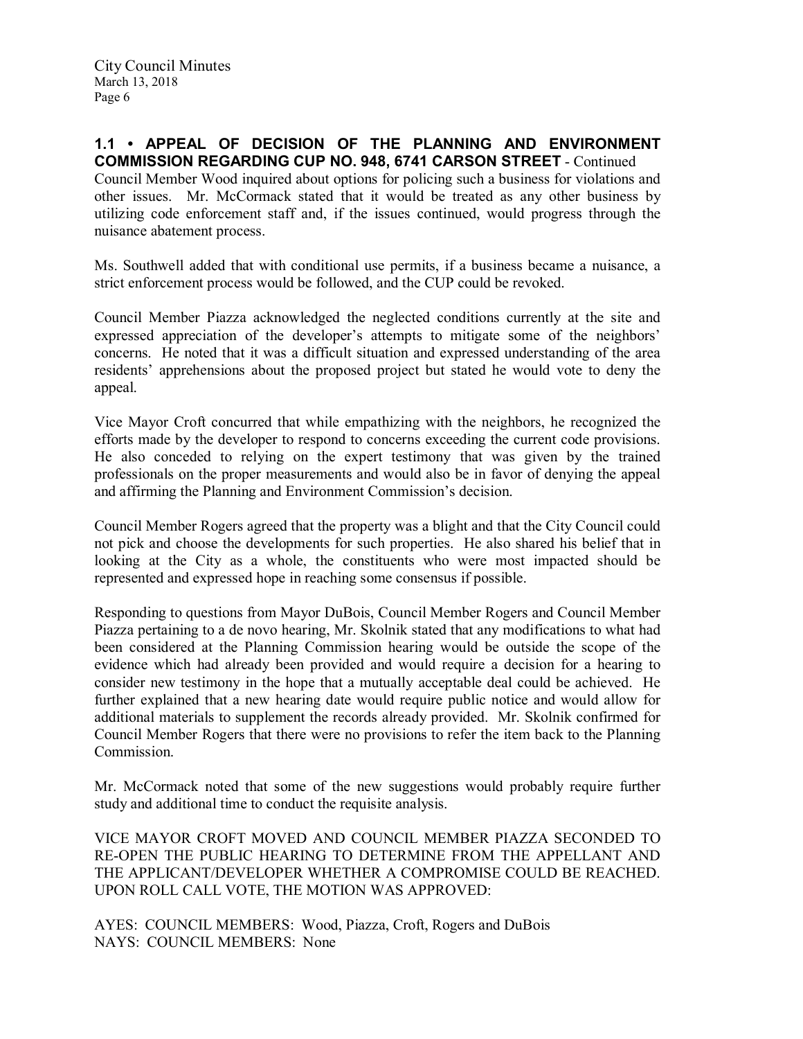**1.1 • APPEAL OF DECISION OF THE PLANNING AND ENVIRONMENT COMMISSION REGARDING CUP NO. 948, 6741 CARSON STREET** - Continued

Council Member Wood inquired about options for policing such a business for violations and other issues. Mr. McCormack stated that it would be treated as any other business by utilizing code enforcement staff and, if the issues continued, would progress through the nuisance abatement process.

Ms. Southwell added that with conditional use permits, if a business became a nuisance, a strict enforcement process would be followed, and the CUP could be revoked.

Council Member Piazza acknowledged the neglected conditions currently at the site and expressed appreciation of the developer's attempts to mitigate some of the neighbors' concerns. He noted that it was a difficult situation and expressed understanding of the area residents' apprehensions about the proposed project but stated he would vote to deny the appeal.

Vice Mayor Croft concurred that while empathizing with the neighbors, he recognized the efforts made by the developer to respond to concerns exceeding the current code provisions. He also conceded to relying on the expert testimony that was given by the trained professionals on the proper measurements and would also be in favor of denying the appeal and affirming the Planning and Environment Commission's decision.

Council Member Rogers agreed that the property was a blight and that the City Council could not pick and choose the developments for such properties. He also shared his belief that in looking at the City as a whole, the constituents who were most impacted should be represented and expressed hope in reaching some consensus if possible.

Responding to questions from Mayor DuBois, Council Member Rogers and Council Member Piazza pertaining to a de novo hearing, Mr. Skolnik stated that any modifications to what had been considered at the Planning Commission hearing would be outside the scope of the evidence which had already been provided and would require a decision for a hearing to consider new testimony in the hope that a mutually acceptable deal could be achieved. He further explained that a new hearing date would require public notice and would allow for additional materials to supplement the records already provided. Mr. Skolnik confirmed for Council Member Rogers that there were no provisions to refer the item back to the Planning Commission.

Mr. McCormack noted that some of the new suggestions would probably require further study and additional time to conduct the requisite analysis.

VICE MAYOR CROFT MOVED AND COUNCIL MEMBER PIAZZA SECONDED TO RE-OPEN THE PUBLIC HEARING TO DETERMINE FROM THE APPELLANT AND THE APPLICANT/DEVELOPER WHETHER A COMPROMISE COULD BE REACHED. UPON ROLL CALL VOTE, THE MOTION WAS APPROVED:

AYES: COUNCIL MEMBERS: Wood, Piazza, Croft, Rogers and DuBois
NAYS: COUNCIL MEMBERS: None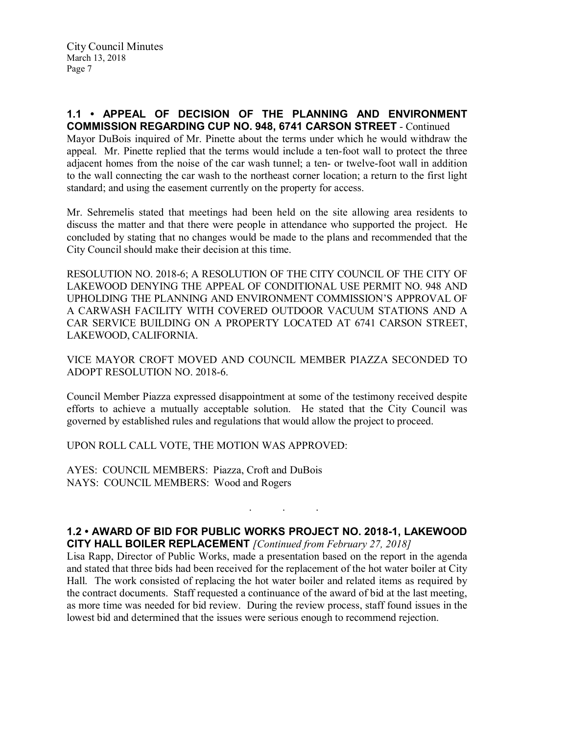**1.1 • APPEAL OF DECISION OF THE PLANNING AND ENVIRONMENT COMMISSION REGARDING CUP NO. 948, 6741 CARSON STREET** - Continued

Mayor DuBois inquired of Mr. Pinette about the terms under which he would withdraw the appeal. Mr. Pinette replied that the terms would include a ten-foot wall to protect the three adjacent homes from the noise of the car wash tunnel; a ten- or twelve-foot wall in addition to the wall connecting the car wash to the northeast corner location; a return to the first light standard; and using the easement currently on the property for access.

Mr. Sehremelis stated that meetings had been held on the site allowing area residents to discuss the matter and that there were people in attendance who supported the project. He concluded by stating that no changes would be made to the plans and recommended that the City Council should make their decision at this time.

RESOLUTION NO. 2018-6; A RESOLUTION OF THE CITY COUNCIL OF THE CITY OF LAKEWOOD DENYING THE APPEAL OF CONDITIONAL USE PERMIT NO. 948 AND UPHOLDING THE PLANNING AND ENVIRONMENT COMMISSION'S APPROVAL OF A CARWASH FACILITY WITH COVERED OUTDOOR VACUUM STATIONS AND A CAR SERVICE BUILDING ON A PROPERTY LOCATED AT 6741 CARSON STREET, LAKEWOOD, CALIFORNIA.

VICE MAYOR CROFT MOVED AND COUNCIL MEMBER PIAZZA SECONDED TO ADOPT RESOLUTION NO. 2018-6.

Council Member Piazza expressed disappointment at some of the testimony received despite efforts to achieve a mutually acceptable solution. He stated that the City Council was governed by established rules and regulations that would allow the project to proceed.

UPON ROLL CALL VOTE, THE MOTION WAS APPROVED:

AYES: COUNCIL MEMBERS: Piazza, Croft and DuBois
NAYS: COUNCIL MEMBERS: Wood and Rogers

. . .

**1.2 • AWARD OF BID FOR PUBLIC WORKS PROJECT NO. 2018-1, LAKEWOOD CITY HALL BOILER REPLACEMENT** *[Continued from February 27, 2018]*

Lisa Rapp, Director of Public Works, made a presentation based on the report in the agenda and stated that three bids had been received for the replacement of the hot water boiler at City Hall. The work consisted of replacing the hot water boiler and related items as required by the contract documents. Staff requested a continuance of the award of bid at the last meeting, as more time was needed for bid review. During the review process, staff found issues in the lowest bid and determined that the issues were serious enough to recommend rejection.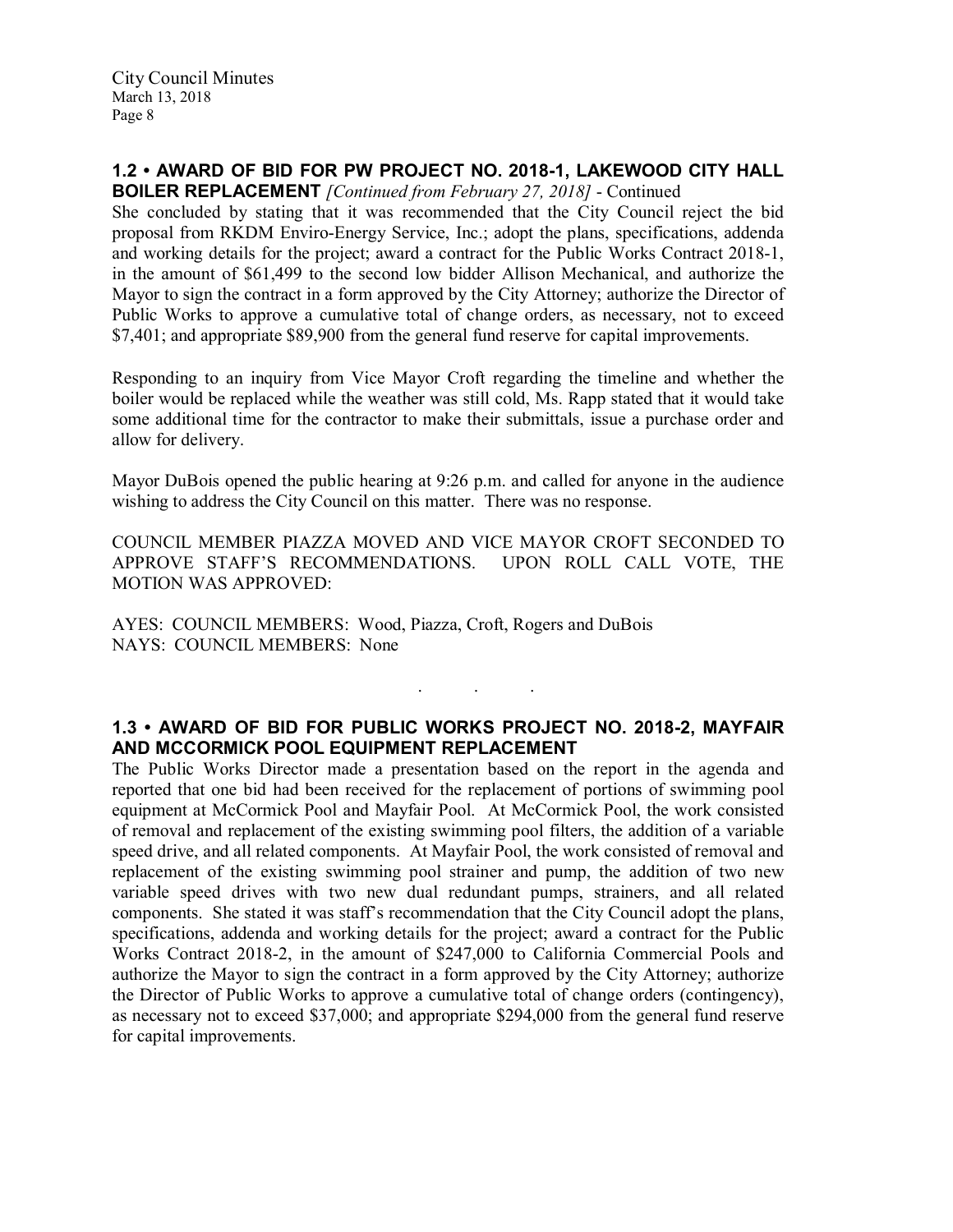## 1.2 • AWARD OF BID FOR PW PROJECT NO. 2018-1, LAKEWOOD CITY HALL BOILER REPLACEMENT *[Continued from February 27, 2018]* - Continued

She concluded by stating that it was recommended that the City Council reject the bid proposal from RKDM Enviro-Energy Service, Inc.; adopt the plans, specifications, addenda and working details for the project; award a contract for the Public Works Contract 2018-1, in the amount of $61,499 to the second low bidder Allison Mechanical, and authorize the Mayor to sign the contract in a form approved by the City Attorney; authorize the Director of Public Works to approve a cumulative total of change orders, as necessary, not to exceed $7,401; and appropriate $89,900 from the general fund reserve for capital improvements.

Responding to an inquiry from Vice Mayor Croft regarding the timeline and whether the boiler would be replaced while the weather was still cold, Ms. Rapp stated that it would take some additional time for the contractor to make their submittals, issue a purchase order and allow for delivery.

Mayor DuBois opened the public hearing at 9:26 p.m. and called for anyone in the audience wishing to address the City Council on this matter. There was no response.

COUNCIL MEMBER PIAZZA MOVED AND VICE MAYOR CROFT SECONDED TO APPROVE STAFF'S RECOMMENDATIONS. UPON ROLL CALL VOTE, THE MOTION WAS APPROVED:

AYES: COUNCIL MEMBERS: Wood, Piazza, Croft, Rogers and DuBois
NAYS: COUNCIL MEMBERS: None

. . .

## 1.3 • AWARD OF BID FOR PUBLIC WORKS PROJECT NO. 2018-2, MAYFAIR AND MCCORMICK POOL EQUIPMENT REPLACEMENT

The Public Works Director made a presentation based on the report in the agenda and reported that one bid had been received for the replacement of portions of swimming pool equipment at McCormick Pool and Mayfair Pool. At McCormick Pool, the work consisted of removal and replacement of the existing swimming pool filters, the addition of a variable speed drive, and all related components. At Mayfair Pool, the work consisted of removal and replacement of the existing swimming pool strainer and pump, the addition of two new variable speed drives with two new dual redundant pumps, strainers, and all related components. She stated it was staff's recommendation that the City Council adopt the plans, specifications, addenda and working details for the project; award a contract for the Public Works Contract 2018-2, in the amount of $247,000 to California Commercial Pools and authorize the Mayor to sign the contract in a form approved by the City Attorney; authorize the Director of Public Works to approve a cumulative total of change orders (contingency), as necessary not to exceed $37,000; and appropriate $294,000 from the general fund reserve for capital improvements.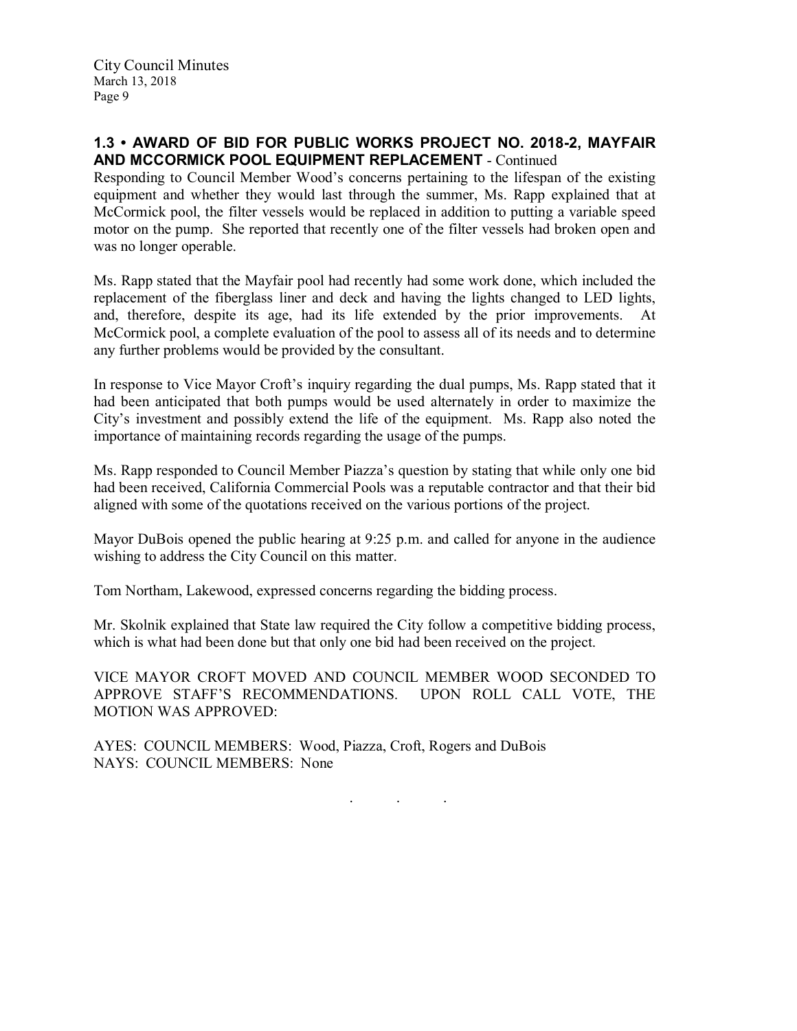### 1.3 • AWARD OF BID FOR PUBLIC WORKS PROJECT NO. 2018-2, MAYFAIR AND MCCORMICK POOL EQUIPMENT REPLACEMENT - Continued

Responding to Council Member Wood's concerns pertaining to the lifespan of the existing equipment and whether they would last through the summer, Ms. Rapp explained that at McCormick pool, the filter vessels would be replaced in addition to putting a variable speed motor on the pump. She reported that recently one of the filter vessels had broken open and was no longer operable.

Ms. Rapp stated that the Mayfair pool had recently had some work done, which included the replacement of the fiberglass liner and deck and having the lights changed to LED lights, and, therefore, despite its age, had its life extended by the prior improvements. At McCormick pool, a complete evaluation of the pool to assess all of its needs and to determine any further problems would be provided by the consultant.

In response to Vice Mayor Croft's inquiry regarding the dual pumps, Ms. Rapp stated that it had been anticipated that both pumps would be used alternately in order to maximize the City's investment and possibly extend the life of the equipment. Ms. Rapp also noted the importance of maintaining records regarding the usage of the pumps.

Ms. Rapp responded to Council Member Piazza's question by stating that while only one bid had been received, California Commercial Pools was a reputable contractor and that their bid aligned with some of the quotations received on the various portions of the project.

Mayor DuBois opened the public hearing at 9:25 p.m. and called for anyone in the audience wishing to address the City Council on this matter.

Tom Northam, Lakewood, expressed concerns regarding the bidding process.

Mr. Skolnik explained that State law required the City follow a competitive bidding process, which is what had been done but that only one bid had been received on the project.

VICE MAYOR CROFT MOVED AND COUNCIL MEMBER WOOD SECONDED TO APPROVE STAFF'S RECOMMENDATIONS. UPON ROLL CALL VOTE, THE MOTION WAS APPROVED:

AYES: COUNCIL MEMBERS: Wood, Piazza, Croft, Rogers and DuBois
NAYS: COUNCIL MEMBERS: None

. . .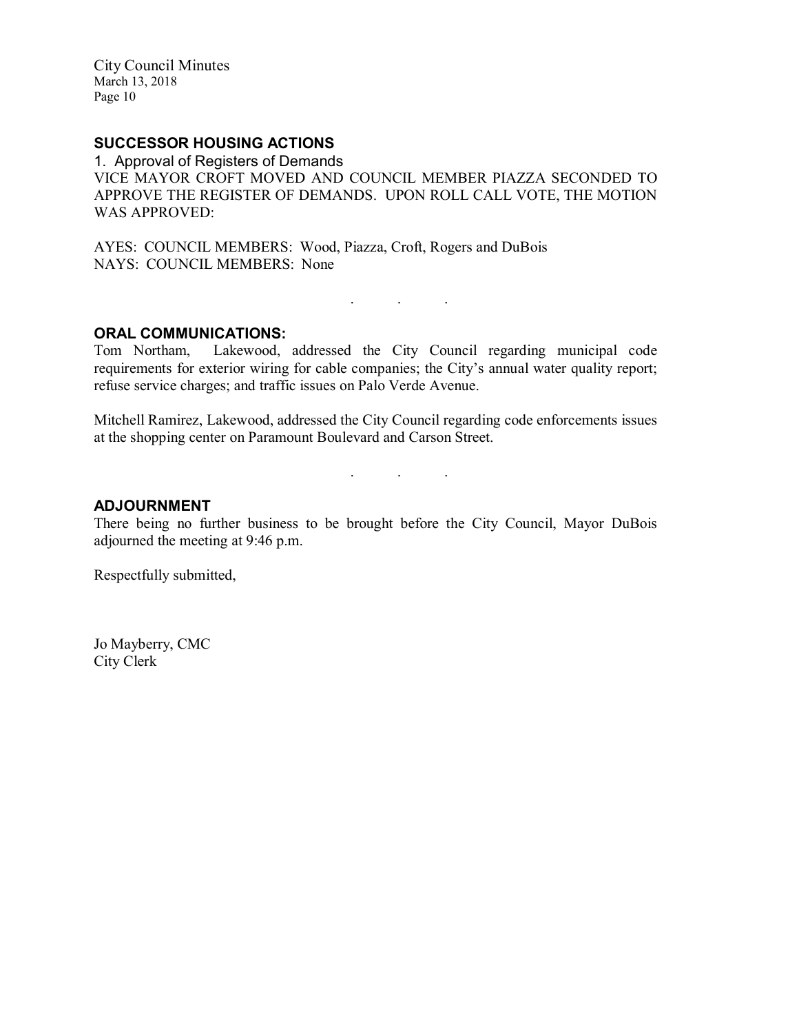## SUCCESSOR HOUSING ACTIONS

1. Approval of Registers of Demands

VICE MAYOR CROFT MOVED AND COUNCIL MEMBER PIAZZA SECONDED TO APPROVE THE REGISTER OF DEMANDS. UPON ROLL CALL VOTE, THE MOTION WAS APPROVED:

AYES: COUNCIL MEMBERS: Wood, Piazza, Croft, Rogers and DuBois
NAYS: COUNCIL MEMBERS: None

. . .

## ORAL COMMUNICATIONS:

Tom Northam, Lakewood, addressed the City Council regarding municipal code requirements for exterior wiring for cable companies; the City's annual water quality report; refuse service charges; and traffic issues on Palo Verde Avenue.

Mitchell Ramirez, Lakewood, addressed the City Council regarding code enforcements issues at the shopping center on Paramount Boulevard and Carson Street.

. . .

## ADJOURNMENT

There being no further business to be brought before the City Council, Mayor DuBois adjourned the meeting at 9:46 p.m.

Respectfully submitted,

Jo Mayberry, CMC
City Clerk